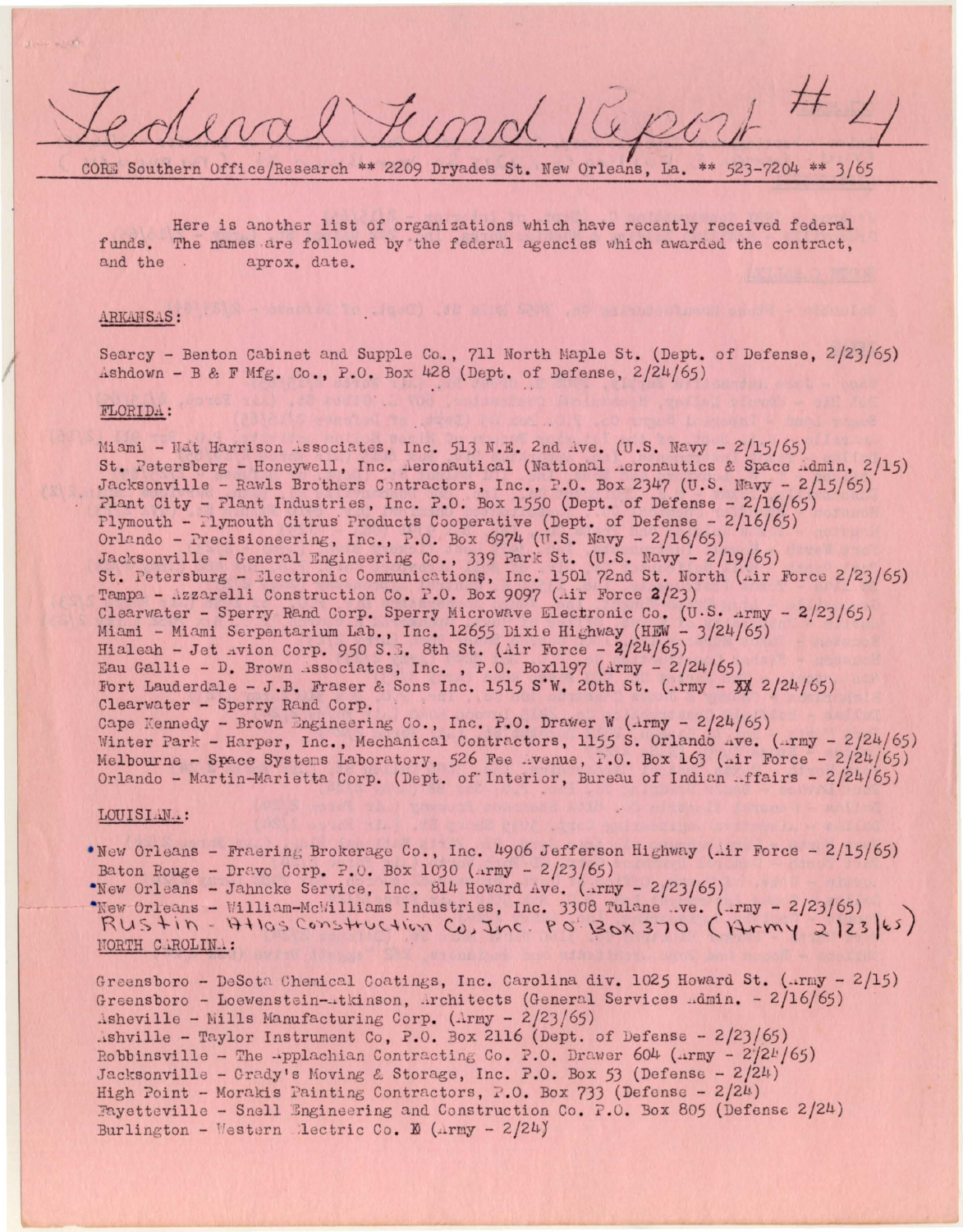# Federal Fund Report #4

CORE Southern Office/Research ** 2209 Dryades St. New Orleans, La. ** 523-7204 ** 3/65

Here is another list of organizations which have recently received federal funds. The names are followed by the federal agencies which awarded the contract, and the aprox. date.

## ARKANSAS:

Searcy - Benton Cabinet and Supple Co., 711 North Maple St. (Dept. of Defense, 2/23/65)
Ashdown - B & F Mfg. Co., P.O. Box 428 (Dept. of Defense, 2/24/65)

## FLORIDA:

Miami - Nat Harrison Associates, Inc. 513 N.E. 2nd Ave. (U.S. Navy - 2/15/65)
St. Petersberg - Honeywell, Inc. Aeronautical (National Aeronautics & Space Admin, 2/15)
Jacksonville - Rawls Brothers Contractors, Inc., P.O. Box 2347 (U.S. Navy - 2/15/65)
Plant City - Plant Industries, Inc. P.O. Box 1550 (Dept. of Defense - 2/16/65)
Plymouth - Plymouth Citrus Products Cooperative (Dept. of Defense - 2/16/65)
Orlando - Precisioneering, Inc., P.O. Box 6974 (U.S. Navy - 2/16/65)
Jacksonville - General Engineering Co., 339 Park St. (U.S. Navy - 2/19/65)
St. Petersburg - Electronic Communications, Inc. 1501 72nd St. North (Air Force 2/23/65)
Tampa - Azzarelli Construction Co. P.O. Box 9097 (Air Force 2/23)
Clearwater - Sperry Rand Corp. Sperry Microwave Electronic Co. (U.S. Army - 2/23/65)
Miami - Miami Serpentarium Lab., Inc. 12655 Dixie Highway (HEW - 3/24/65)
Hialeah - Jet Avion Corp. 950 S.E. 8th St. (Air Force - 2/24/65)
Eau Gallie - D. Brown Associates, Inc. , P.O. Box1197 (Army - 2/24/65)
Fort Lauderdale - J.B. Fraser & Sons Inc. 1515 S.W. 20th St. (Army - 2/24/65)
Clearwater - Sperry Rand Corp.
Cape Kennedy - Brown Engineering Co., Inc. P.O. Drawer W (Army - 2/24/65)
Winter Park - Harper, Inc., Mechanical Contractors, 1155 S. Orlando Ave. (Army - 2/24/65)
Melbourne - Space Systems Laboratory, 526 Fee Avenue, P.O. Box 163 (Air Force - 2/24/65)
Orlando - Martin-Marietta Corp. (Dept. of Interior, Bureau of Indian Affairs - 2/24/65)

## LOUISIANA:

•New Orleans - Fraering Brokerage Co., Inc. 4906 Jefferson Highway (Air Force - 2/15/65)
Baton Rouge - Dravo Corp. P.O. Box 1030 (Army - 2/23/65)
•New Orleans - Jahncke Service, Inc. 814 Howard Ave. (Army - 2/23/65)
•New Orleans - William-McWilliams Industries, Inc. 3308 Tulane Ave. (Army - 2/23/65)
Rustin - Atlas Construction Co, Inc. PO Box 370 (Army 2/23/65)

## NORTH CAROLINA:

Greensboro - DeSota Chemical Coatings, Inc. Carolina div. 1025 Howard St. (Army - 2/15)
Greensboro - Loewenstein-Atkinson, Architects (General Services Admin. - 2/16/65)
Asheville - Mills Manufacturing Corp. (Army - 2/23/65)
Ashville - Taylor Instrument Co, P.O. Box 2116 (Dept. of Defense - 2/23/65)
Robbinsville - The Applachian Contracting Co. P.O. Drawer 604 (Army - 2/24/65)
Jacksonville - Grady's Moving & Storage, Inc. P.O. Box 53 (Defense - 2/24)
High Point - Morakis Painting Contractors, P.O. Box 733 (Defense - 2/24)
Fayetteville - Snell Engineering and Construction Co. P.O. Box 805 (Defense 2/24)
Burlington - Western Electric Co. (Army - 2/24)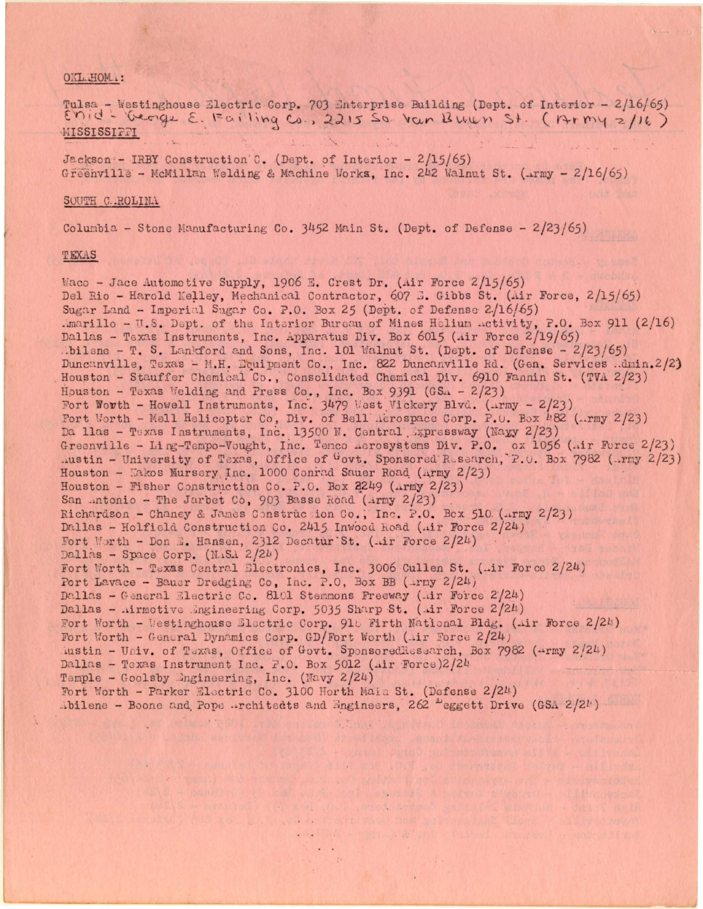OKLAHOMA:

Tulsa - Westinghouse Electric Corp. 703 Enterprise Building (Dept. of Interior - 2/16/65)
Enid - George E. Failing Co., 2215 So. Van Buren St. (Army 2/16)

MISSISSIPPI

Jackson - IRBY Construction C. (Dept. of Interior - 2/15/65)
Greenville - McMillan Welding & Machine Works, Inc. 242 Walnut St. (Army - 2/16/65)

SOUTH CAROLINA

Columbia - Stone Manufacturing Co. 3452 Main St. (Dept. of Defense - 2/23/65)

TEXAS

Waco - Jace Automotive Supply, 1906 E. Crest Dr. (Air Force 2/15/65)
Del Rio - Harold Kelley, Mechanical Contractor, 607 E. Gibbs St. (Air Force, 2/15/65)
Sugar Land - Imperial Sugar Co. P.O. Box 25 (Dept. of Defense 2/16/65)
Amarillo - U.S. Dept. of the Interior Bureau of Mines Helium Activity, P.O. Box 911 (2/16)
Dallas - Texas Instruments, Inc. Apparatus Div. Box 6015 (Air Force 2/19/65)
Abilene - T. S. Lankford and Sons, Inc. 101 Walnut St. (Dept. of Defense - 2/23/65)
Duncanville, Texas - M.H. Equipment Co., Inc. 822 Duncanville Rd. (Gen. Services Admin.2/23)
Houston - Stauffer Chemical Co., Consolidated Chemical Div. 6910 Fannin St. (TVA 2/23)
Houston - Texas Welding and Press Co., Inc. Box 9391 (GSA - 2/23)
Fort Worth - Howell Instruments, Inc. 3479 West Vickery Blvd. (Army - 2/23)
Fort Worth - Bell Helicopter Co, Div. of Bell Aerospace Corp. P.O. Box 482 (Army 2/23)
Dallas - Texas Instruments, Inc. 13500 N. Central Expressway (Navy 2/23)
Greenville - Ling-Tempo-Vought, Inc. Temco Aerosystems Div. P.O. Box 1056 (Air Force 2/23)
Austin - University of Texas, Office of Govt. Sponsored Research, P.O. Box 7982 (Army 2/23)
Houston - Kakos Nursery Inc. 1000 Conrad Sauer Road (Army 2/23)
Houston - Fisher Construction Co. P.O. Box 2249 (Army 2/23)
San Antonio - The Jarbet Co, 903 Basse Road (Army 2/23)
Richardson - Chaney & James Construction Co., Inc. P.O. Box 510 (Army 2/23)
Dallas - Holfield Construction Co. 2415 Inwood Road (Air Force 2/24)
Fort Worth - Don E. Hansen, 2312 Decatur St. (Air Force 2/24)
Dallas - Space Corp. (NASA 2/24)
Fort Worth - Texas Central Electronics, Inc. 3006 Cullen St. (Air Force 2/24)
Port Lavaca - Bauer Dredging Co, Inc. P.O, Box BB (Army 2/24)
Dallas - General Electric Co. 8101 Stemmons Freeway (Air Force 2/24)
Dallas - Airmotive Engineering Corp. 5035 Sharp St. (Air Force 2/24)
Fort Worth - Westinghouse Electric Corp. 916 First National Bldg. (Air Force 2/24)
Fort Worth - General Dynamics Corp. GD/Fort Worth (Air Force 2/24)
Austin - Univ. of Texas, Office of Govt. Sponsored Research, Box 7982 (Army 2/24)
Dallas - Texas Instrument Inc. P.O. Box 5012 (Air Force)2/24
Temple - Goolsby Engineering, Inc. (Navy 2/24)
Fort Worth - Parker Electric Co. 3100 North Main St. (Defense 2/24)
Abilene - Boone and Pope Architects and Engineers, 262 Leggett Drive (GSA 2/24)